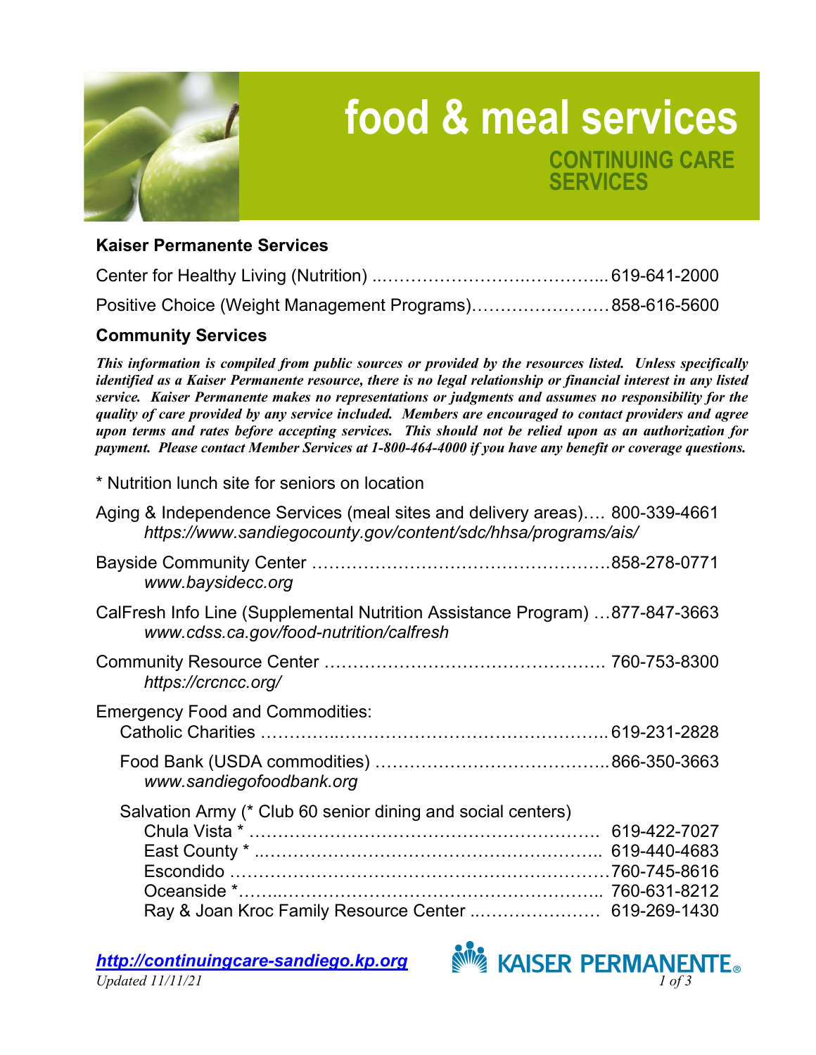# food & meal services

## CONTINUING CARE SERVICES

### Kaiser Permanente Services

Center for Healthy Living (Nutrition) ....................................... 619-641-2000

Positive Choice (Weight Management Programs)........................ 858-616-5600

### Community Services

***This information is compiled from public sources or provided by the resources listed. Unless specifically identified as a Kaiser Permanente resource, there is no legal relationship or financial interest in any listed service. Kaiser Permanente makes no representations or judgments and assumes no responsibility for the quality of care provided by any service included. Members are encouraged to contact providers and agree upon terms and rates before accepting services. This should not be relied upon as an authorization for payment. Please contact Member Services at 1-800-464-4000 if you have any benefit or coverage questions.***

* Nutrition lunch site for seniors on location

Aging & Independence Services (meal sites and delivery areas)…. 800-339-4661
*https://www.sandiegocounty.gov/content/sdc/hhsa/programs/ais/*

Bayside Community Center ................................................... 858-278-0771
*www.baysidecc.org*

CalFresh Info Line (Supplemental Nutrition Assistance Program) …877-847-3663
*www.cdss.ca.gov/food-nutrition/calfresh*

Community Resource Center ................................................ 760-753-8300
*https://crcncc.org/*

Emergency Food and Commodities:

- Catholic Charities .................................................... 619-231-2828
- Food Bank (USDA commodities) ....................................... 866-350-3663
  *www.sandiegofoodbank.org*
- Salvation Army (* Club 60 senior dining and social centers)
  - Chula Vista * ........................................................ 619-422-7027
  - East County * ........................................................ 619-440-4683
  - Escondido ............................................................ 760-745-8616
  - Oceanside * .......................................................... 760-631-8212
  - Ray & Joan Kroc Family Resource Center ........................ 619-269-1430

**http://continuingcare-sandiego.kp.org**

*Updated 11/11/21*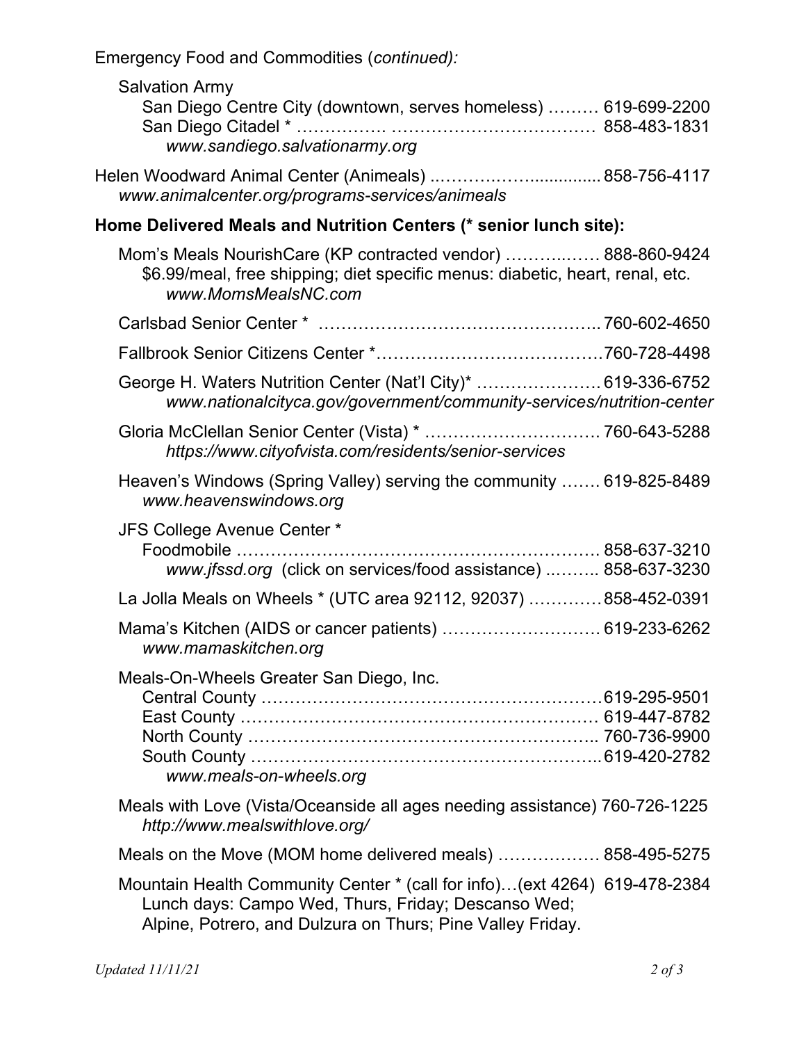Emergency Food and Commodities (*continued):*

Salvation Army
  San Diego Centre City (downtown, serves homeless) ……… 619-699-2200
  San Diego Citadel * ……………. ……………………………… 858-483-1831
  *www.sandiego.salvationarmy.org*

Helen Woodward Animal Center (Animeals) ..……….…….............. 858-756-4117
*www.animalcenter.org/programs-services/animeals*

**Home Delivered Meals and Nutrition Centers (* senior lunch site):**

Mom's Meals NourishCare (KP contracted vendor) ………...…… 888-860-9424
$6.99/meal, free shipping; diet specific menus: diabetic, heart, renal, etc.
*www.MomsMealsNC.com*

Carlsbad Senior Center * ………………………………………….. 760-602-4650

Fallbrook Senior Citizens Center *…………………………………760-728-4498

George H. Waters Nutrition Center (Nat'l City)* …………………. 619-336-6752
*www.nationalcityca.gov/government/community-services/nutrition-center*

Gloria McClellan Senior Center (Vista) * …………………………. 760-643-5288
*https://www.cityofvista.com/residents/senior-services*

Heaven's Windows (Spring Valley) serving the community ……. 619-825-8489
*www.heavenswindows.org*

JFS College Avenue Center *
  Foodmobile ………………………………………………………. 858-637-3210
  *www.jfssd.org* (click on services/food assistance) ..…….. 858-637-3230

La Jolla Meals on Wheels * (UTC area 92112, 92037) …………858-452-0391

Mama's Kitchen (AIDS or cancer patients) ………………………. 619-233-6262
*www.mamaskitchen.org*

Meals-On-Wheels Greater San Diego, Inc.
  Central County …………………………………………………619-295-9501
  East County ……………………………………………………. 619-447-8782
  North County ………………………………………………….. 760-736-9900
  South County …………………………………………………..619-420-2782
  *www.meals-on-wheels.org*

Meals with Love (Vista/Oceanside all ages needing assistance) 760-726-1225
*http://www.mealswithlove.org/*

Meals on the Move (MOM home delivered meals) ……………… 858-495-5275

Mountain Health Community Center * (call for info)…(ext 4264) 619-478-2384
Lunch days: Campo Wed, Thurs, Friday; Descanso Wed;
Alpine, Potrero, and Dulzura on Thurs; Pine Valley Friday.

*Updated 11/11/21*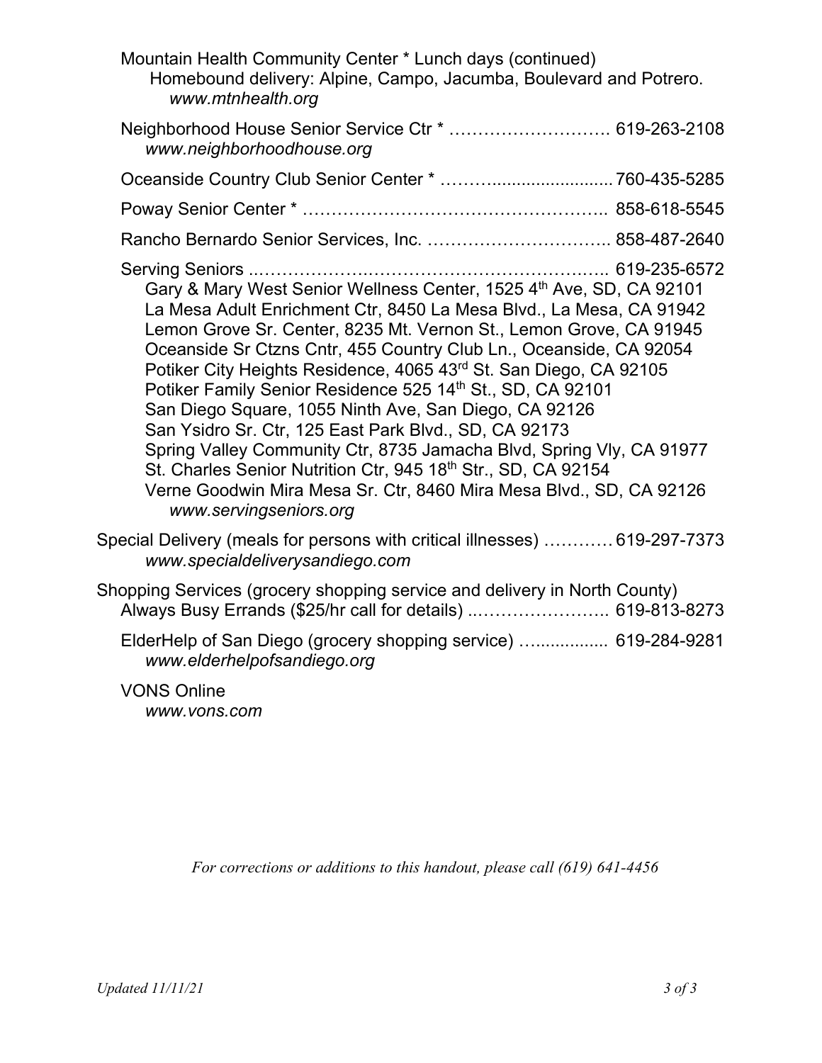Mountain Health Community Center * Lunch days (continued)
Homebound delivery: Alpine, Campo, Jacumba, Boulevard and Potrero.
*www.mtnhealth.org*

Neighborhood House Senior Service Ctr * ………………………. 619-263-2108
*www.neighborhoodhouse.org*

Oceanside Country Club Senior Center * ……….........................760-435-5285

Poway Senior Center * …………………………………………….. 858-618-5545

Rancho Bernardo Senior Services, Inc. ………………………….. 858-487-2640

Serving Seniors ..……………….………………………………….….. 619-235-6572
Gary & Mary West Senior Wellness Center, 1525 4th Ave, SD, CA 92101
La Mesa Adult Enrichment Ctr, 8450 La Mesa Blvd., La Mesa, CA 91942
Lemon Grove Sr. Center, 8235 Mt. Vernon St., Lemon Grove, CA 91945
Oceanside Sr Ctzns Cntr, 455 Country Club Ln., Oceanside, CA 92054
Potiker City Heights Residence, 4065 43rd St. San Diego, CA 92105
Potiker Family Senior Residence 525 14th St., SD, CA 92101
San Diego Square, 1055 Ninth Ave, San Diego, CA 92126
San Ysidro Sr. Ctr, 125 East Park Blvd., SD, CA 92173
Spring Valley Community Ctr, 8735 Jamacha Blvd, Spring Vly, CA 91977
St. Charles Senior Nutrition Ctr, 945 18th Str., SD, CA 92154
Verne Goodwin Mira Mesa Sr. Ctr, 8460 Mira Mesa Blvd., SD, CA 92126
*www.servingseniors.org*

Special Delivery (meals for persons with critical illnesses) ………… 619-297-7373
*www.specialdeliverysandiego.com*

Shopping Services (grocery shopping service and delivery in North County)
Always Busy Errands ($25/hr call for details) ..………………….. 619-813-8273

ElderHelp of San Diego (grocery shopping service) …............... 619-284-9281
*www.elderhelpofsandiego.org*

VONS Online
*www.vons.com*

*For corrections or additions to this handout, please call (619) 641-4456*

*Updated 11/11/21*